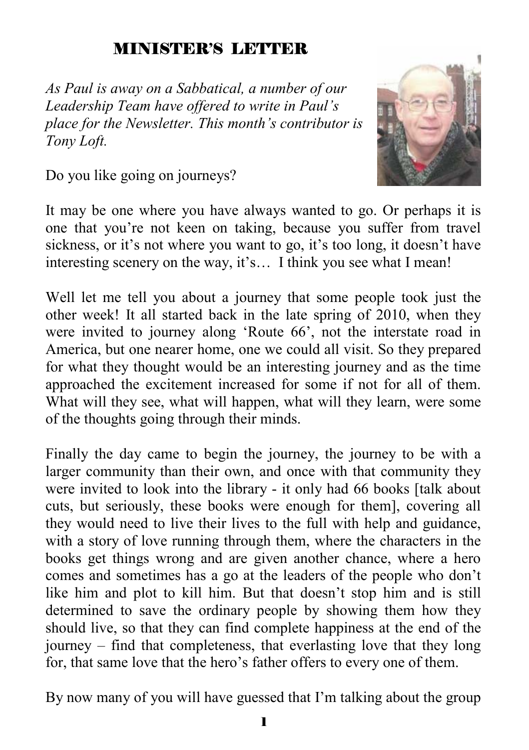# MINISTER'S LETTER

*As Paul is away on a Sabbatical, a number of our Leadership Team have offered to write in Paul's place for the Newsletter. This month's contributor is Tony Loft.*

Do you like going on journeys?

It may be one where you have always wanted to go. Or perhaps it is one that you're not keen on taking, because you suffer from travel sickness, or it's not where you want to go, it's too long, it doesn't have interesting scenery on the way, it's… I think you see what I mean!

Well let me tell you about a journey that some people took just the other week! It all started back in the late spring of 2010, when they were invited to journey along 'Route 66', not the interstate road in America, but one nearer home, one we could all visit. So they prepared for what they thought would be an interesting journey and as the time approached the excitement increased for some if not for all of them. What will they see, what will happen, what will they learn, were some of the thoughts going through their minds.

Finally the day came to begin the journey, the journey to be with a larger community than their own, and once with that community they were invited to look into the library - it only had 66 books [talk about cuts, but seriously, these books were enough for them], covering all they would need to live their lives to the full with help and guidance, with a story of love running through them, where the characters in the books get things wrong and are given another chance, where a hero comes and sometimes has a go at the leaders of the people who don't like him and plot to kill him. But that doesn't stop him and is still determined to save the ordinary people by showing them how they should live, so that they can find complete happiness at the end of the journey – find that completeness, that everlasting love that they long for, that same love that the hero's father offers to every one of them.

By now many of you will have guessed that I'm talking about the group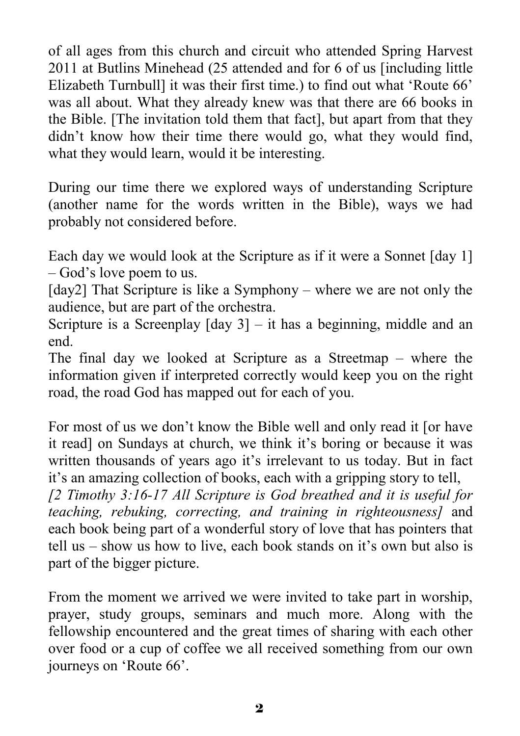of all ages from this church and circuit who attended Spring Harvest 2011 at Butlins Minehead (25 attended and for 6 of us [including little Elizabeth Turnbull] it was their first time.) to find out what 'Route 66' was all about. What they already knew was that there are 66 books in the Bible. [The invitation told them that fact], but apart from that they didn't know how their time there would go, what they would find, what they would learn, would it be interesting.

During our time there we explored ways of understanding Scripture (another name for the words written in the Bible), ways we had probably not considered before.

Each day we would look at the Scripture as if it were a Sonnet [day 1] – God's love poem to us.
[day2] That Scripture is like a Symphony – where we are not only the audience, but are part of the orchestra.
Scripture is a Screenplay [day 3] – it has a beginning, middle and an end.
The final day we looked at Scripture as a Streetmap – where the information given if interpreted correctly would keep you on the right road, the road God has mapped out for each of you.

For most of us we don't know the Bible well and only read it [or have it read] on Sundays at church, we think it's boring or because it was written thousands of years ago it's irrelevant to us today. But in fact it's an amazing collection of books, each with a gripping story to tell, *[2 Timothy 3:16-17 All Scripture is God breathed and it is useful for teaching, rebuking, correcting, and training in righteousness]* and each book being part of a wonderful story of love that has pointers that tell us – show us how to live, each book stands on it's own but also is part of the bigger picture.

From the moment we arrived we were invited to take part in worship, prayer, study groups, seminars and much more. Along with the fellowship encountered and the great times of sharing with each other over food or a cup of coffee we all received something from our own journeys on 'Route 66'.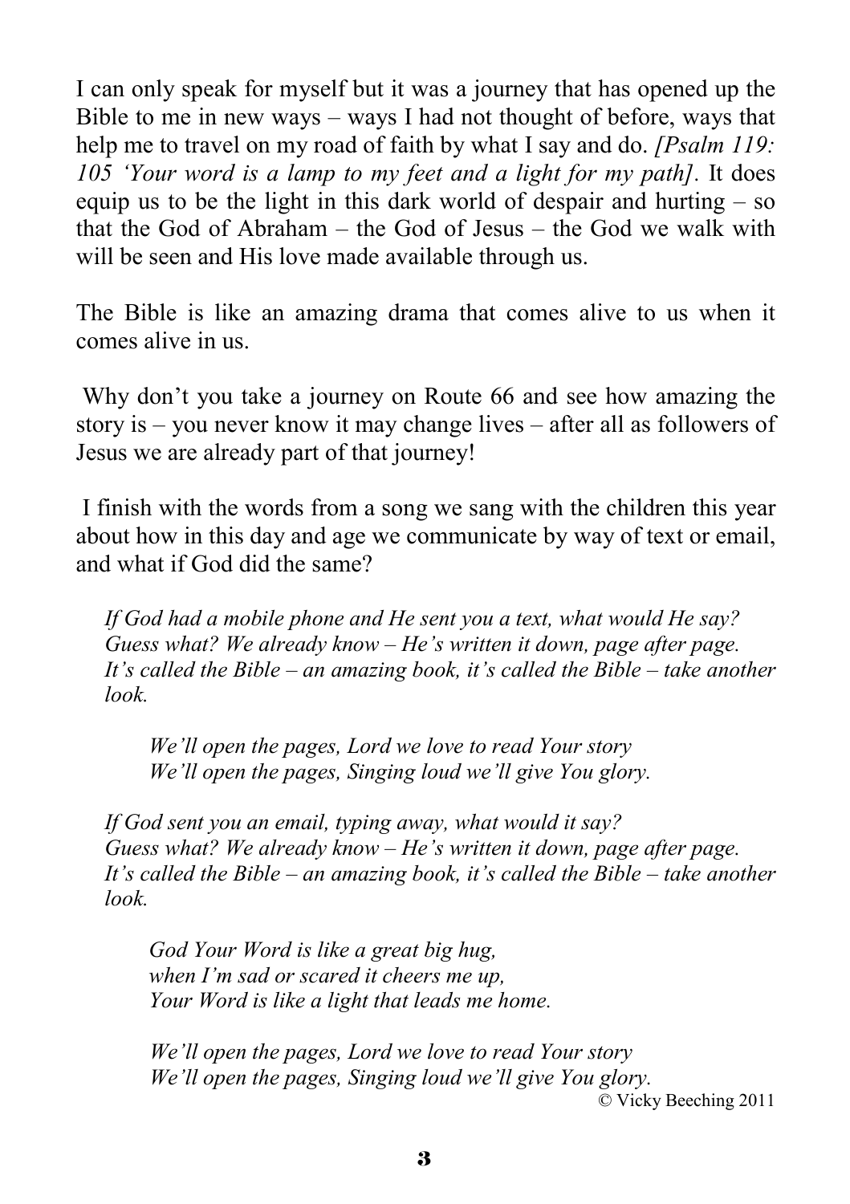I can only speak for myself but it was a journey that has opened up the Bible to me in new ways – ways I had not thought of before, ways that help me to travel on my road of faith by what I say and do. *[Psalm 119: 105 'Your word is a lamp to my feet and a light for my path]*. It does equip us to be the light in this dark world of despair and hurting – so that the God of Abraham – the God of Jesus – the God we walk with will be seen and His love made available through us.

The Bible is like an amazing drama that comes alive to us when it comes alive in us.

Why don't you take a journey on Route 66 and see how amazing the story is – you never know it may change lives – after all as followers of Jesus we are already part of that journey!

I finish with the words from a song we sang with the children this year about how in this day and age we communicate by way of text or email, and what if God did the same?

*If God had a mobile phone and He sent you a text, what would He say?*
*Guess what? We already know – He's written it down, page after page.*
*It's called the Bible – an amazing book, it's called the Bible – take another look.*

> *We'll open the pages, Lord we love to read Your story*
> *We'll open the pages, Singing loud we'll give You glory.*

*If God sent you an email, typing away, what would it say?*
*Guess what? We already know – He's written it down, page after page.*
*It's called the Bible – an amazing book, it's called the Bible – take another look.*

> *God Your Word is like a great big hug,*
> *when I'm sad or scared it cheers me up,*
> *Your Word is like a light that leads me home.*

> *We'll open the pages, Lord we love to read Your story*
> *We'll open the pages, Singing loud we'll give You glory.*

© Vicky Beeching 2011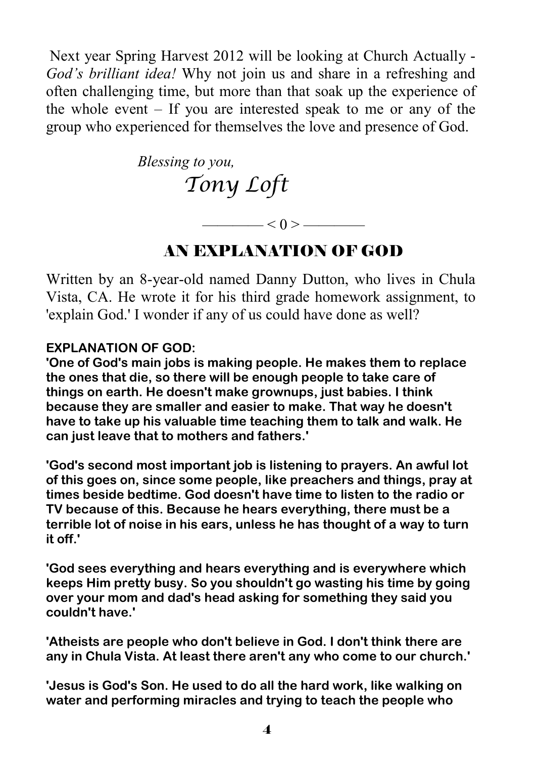Next year Spring Harvest 2012 will be looking at Church Actually - *God's brilliant idea!* Why not join us and share in a refreshing and often challenging time, but more than that soak up the experience of the whole event – If you are interested speak to me or any of the group who experienced for themselves the love and presence of God.

*Blessing to you,*

*Tony Loft*

———— < 0 > ————

## AN EXPLANATION OF GOD

Written by an 8-year-old named Danny Dutton, who lives in Chula Vista, CA. He wrote it for his third grade homework assignment, to 'explain God.' I wonder if any of us could have done as well?

**EXPLANATION OF GOD:**

**'One of God's main jobs is making people. He makes them to replace the ones that die, so there will be enough people to take care of things on earth. He doesn't make grownups, just babies. I think because they are smaller and easier to make. That way he doesn't have to take up his valuable time teaching them to talk and walk. He can just leave that to mothers and fathers.'**

**'God's second most important job is listening to prayers. An awful lot of this goes on, since some people, like preachers and things, pray at times beside bedtime. God doesn't have time to listen to the radio or TV because of this. Because he hears everything, there must be a terrible lot of noise in his ears, unless he has thought of a way to turn it off.'**

**'God sees everything and hears everything and is everywhere which keeps Him pretty busy. So you shouldn't go wasting his time by going over your mom and dad's head asking for something they said you couldn't have.'**

**'Atheists are people who don't believe in God. I don't think there are any in Chula Vista. At least there aren't any who come to our church.'**

**'Jesus is God's Son. He used to do all the hard work, like walking on water and performing miracles and trying to teach the people who**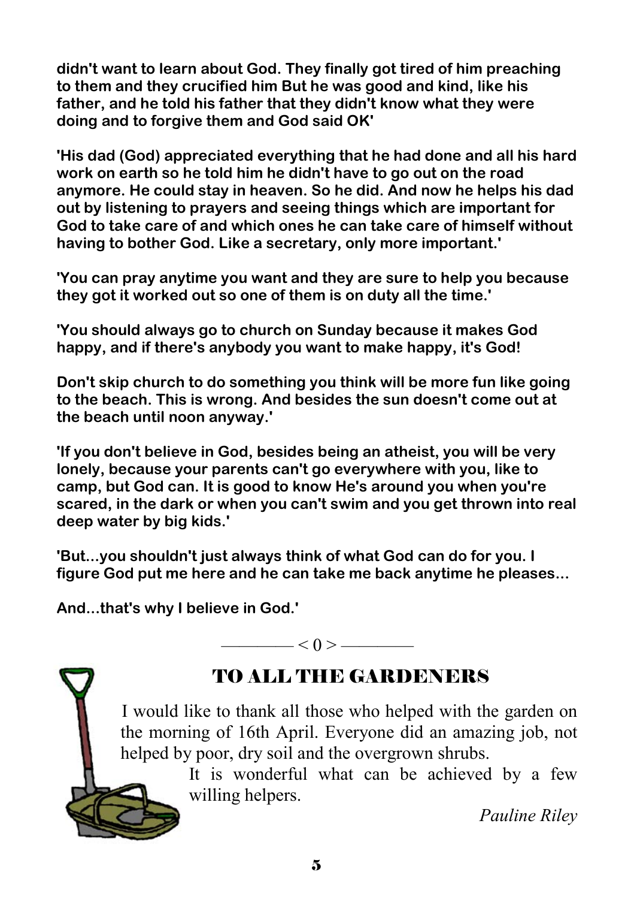**didn't want to learn about God. They finally got tired of him preaching to them and they crucified him But he was good and kind, like his father, and he told his father that they didn't know what they were doing and to forgive them and God said OK'**

**'His dad (God) appreciated everything that he had done and all his hard work on earth so he told him he didn't have to go out on the road anymore. He could stay in heaven. So he did. And now he helps his dad out by listening to prayers and seeing things which are important for God to take care of and which ones he can take care of himself without having to bother God. Like a secretary, only more important.'**

**'You can pray anytime you want and they are sure to help you because they got it worked out so one of them is on duty all the time.'**

**'You should always go to church on Sunday because it makes God happy, and if there's anybody you want to make happy, it's God!**

**Don't skip church to do something you think will be more fun like going to the beach. This is wrong. And besides the sun doesn't come out at the beach until noon anyway.'**

**'If you don't believe in God, besides being an atheist, you will be very lonely, because your parents can't go everywhere with you, like to camp, but God can. It is good to know He's around you when you're scared, in the dark or when you can't swim and you get thrown into real deep water by big kids.'**

**'But...you shouldn't just always think of what God can do for you. I figure God put me here and he can take me back anytime he pleases...**

**And...that's why I believe in God.'**

———— < 0 > ————

## TO ALL THE GARDENERS

I would like to thank all those who helped with the garden on the morning of 16th April. Everyone did an amazing job, not helped by poor, dry soil and the overgrown shrubs.

It is wonderful what can be achieved by a few willing helpers.

*Pauline Riley*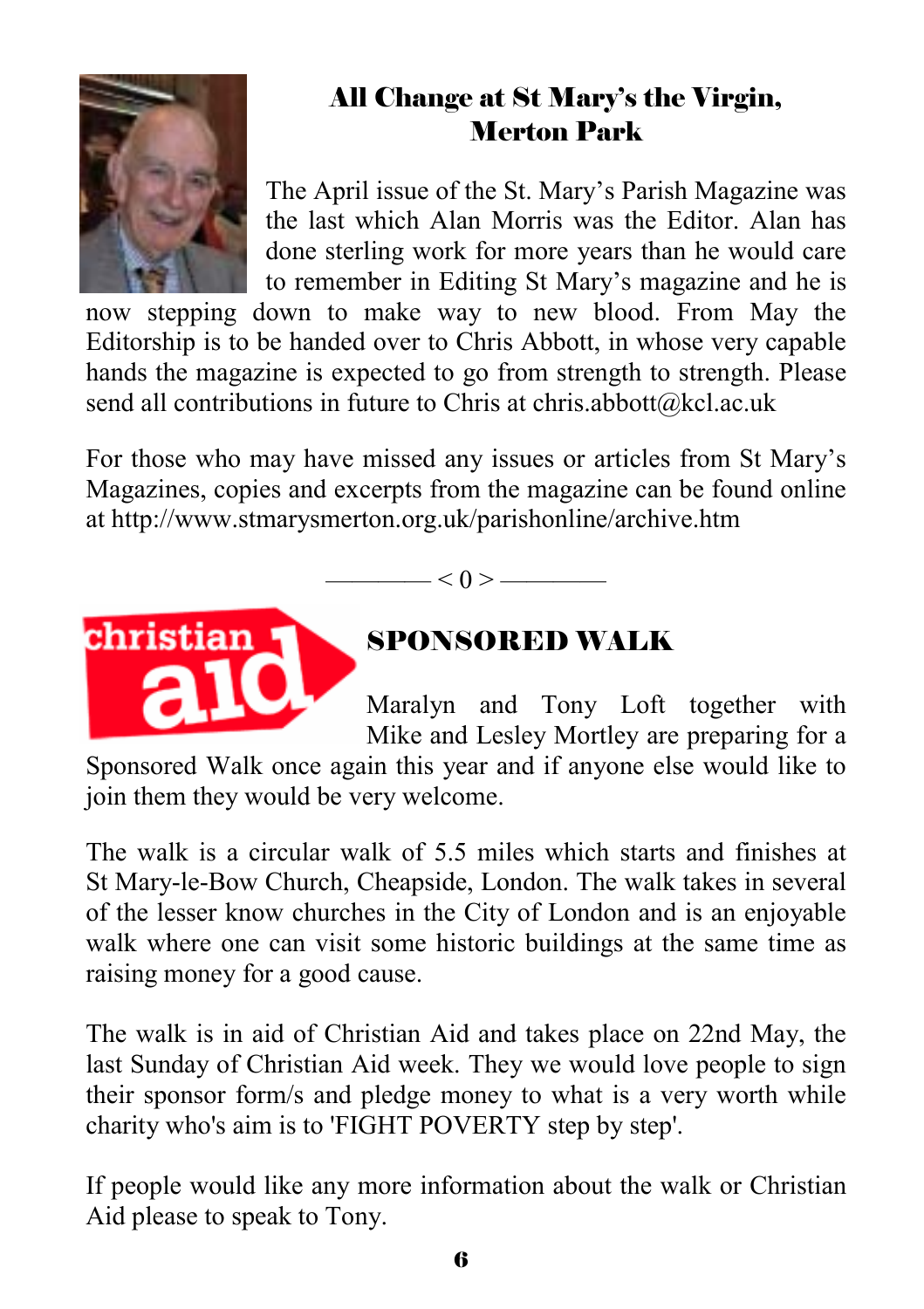## All Change at St Mary's the Virgin, Merton Park

The April issue of the St. Mary's Parish Magazine was the last which Alan Morris was the Editor. Alan has done sterling work for more years than he would care to remember in Editing St Mary's magazine and he is now stepping down to make way to new blood. From May the Editorship is to be handed over to Chris Abbott, in whose very capable hands the magazine is expected to go from strength to strength. Please send all contributions in future to Chris at chris.abbott@kcl.ac.uk

For those who may have missed any issues or articles from St Mary's Magazines, copies and excerpts from the magazine can be found online at http://www.stmarysmerton.org.uk/parishonline/archive.htm

———— < 0 > ————

## SPONSORED WALK

Maralyn and Tony Loft together with Mike and Lesley Mortley are preparing for a Sponsored Walk once again this year and if anyone else would like to join them they would be very welcome.

The walk is a circular walk of 5.5 miles which starts and finishes at St Mary-le-Bow Church, Cheapside, London. The walk takes in several of the lesser know churches in the City of London and is an enjoyable walk where one can visit some historic buildings at the same time as raising money for a good cause.

The walk is in aid of Christian Aid and takes place on 22nd May, the last Sunday of Christian Aid week. They we would love people to sign their sponsor form/s and pledge money to what is a very worth while charity who's aim is to 'FIGHT POVERTY step by step'.

If people would like any more information about the walk or Christian Aid please to speak to Tony.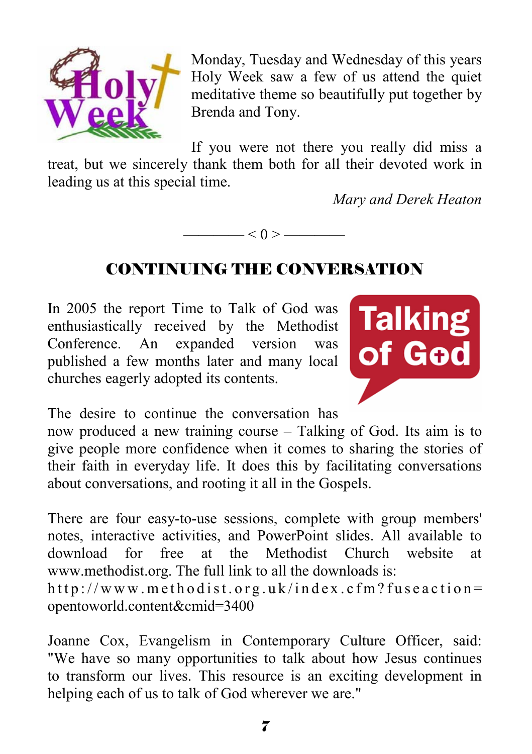Monday, Tuesday and Wednesday of this years Holy Week saw a few of us attend the quiet meditative theme so beautifully put together by Brenda and Tony.

If you were not there you really did miss a treat, but we sincerely thank them both for all their devoted work in leading us at this special time.

*Mary and Derek Heaton*

———— < 0 > ————

## CONTINUING THE CONVERSATION

In 2005 the report Time to Talk of God was enthusiastically received by the Methodist Conference. An expanded version was published a few months later and many local churches eagerly adopted its contents.

The desire to continue the conversation has now produced a new training course – Talking of God. Its aim is to give people more confidence when it comes to sharing the stories of their faith in everyday life. It does this by facilitating conversations about conversations, and rooting it all in the Gospels.

There are four easy-to-use sessions, complete with group members' notes, interactive activities, and PowerPoint slides. All available to download for free at the Methodist Church website at www.methodist.org. The full link to all the downloads is: http://www.methodist.org.uk/index.cfm?fuseaction=opentoworld.content&cmid=3400

Joanne Cox, Evangelism in Contemporary Culture Officer, said: "We have so many opportunities to talk about how Jesus continues to transform our lives. This resource is an exciting development in helping each of us to talk of God wherever we are."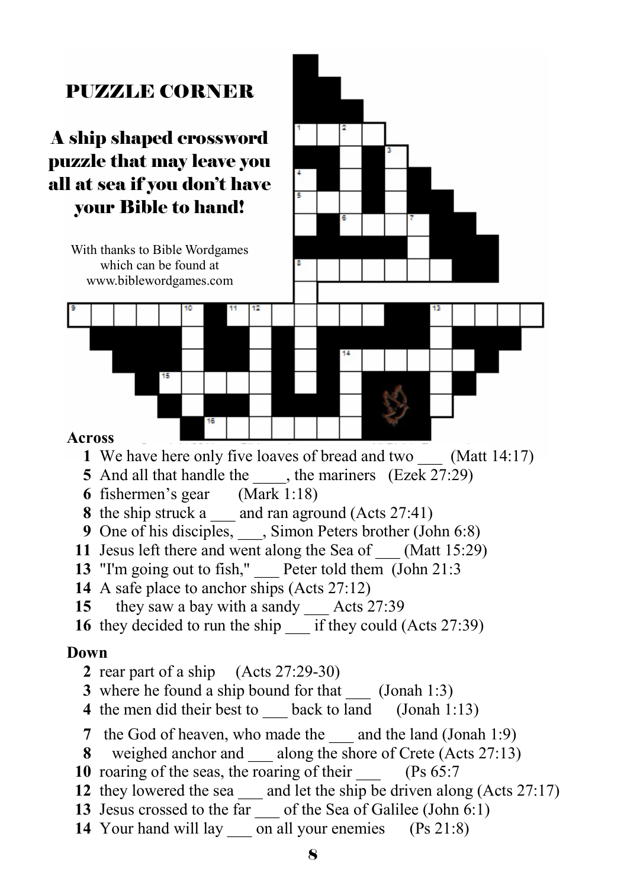## PUZZLE CORNER

### A ship shaped crossword puzzle that may leave you all at sea if you don't have your Bible to hand!

With thanks to Bible Wordgames which can be found at www.biblewordgames.com

**Across**

1 We have here only five loaves of bread and two ___ (Matt 14:17)
5 And all that handle the ____, the mariners (Ezek 27:29)
6 fishermen's gear (Mark 1:18)
8 the ship struck a ___ and ran aground (Acts 27:41)
9 One of his disciples, ___, Simon Peters brother (John 6:8)
11 Jesus left there and went along the Sea of ___ (Matt 15:29)
13 "I'm going out to fish," ___ Peter told them (John 21:3
14 A safe place to anchor ships (Acts 27:12)
15 they saw a bay with a sandy ___ Acts 27:39
16 they decided to run the ship ___ if they could (Acts 27:39)

**Down**

2 rear part of a ship (Acts 27:29-30)
3 where he found a ship bound for that ___ (Jonah 1:3)
4 the men did their best to ___ back to land (Jonah 1:13)
7 the God of heaven, who made the ___ and the land (Jonah 1:9)
8 weighed anchor and ___ along the shore of Crete (Acts 27:13)
10 roaring of the seas, the roaring of their ___ (Ps 65:7
12 they lowered the sea ___ and let the ship be driven along (Acts 27:17)
13 Jesus crossed to the far ___ of the Sea of Galilee (John 6:1)
14 Your hand will lay ___ on all your enemies (Ps 21:8)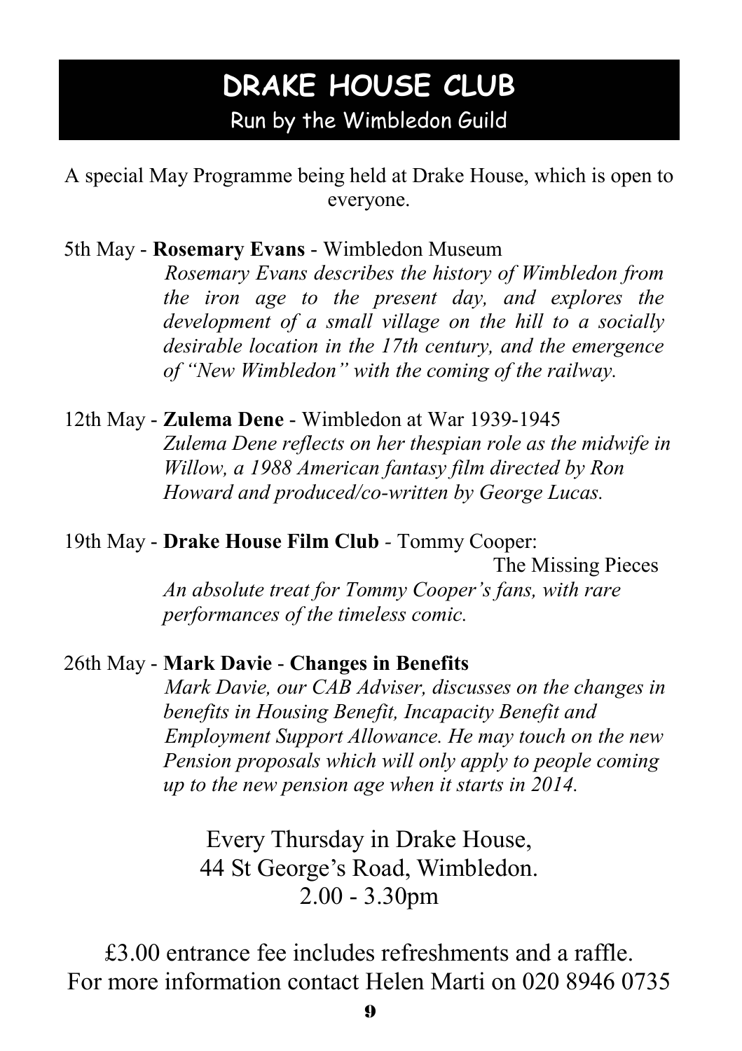# DRAKE HOUSE CLUB

Run by the Wimbledon Guild

A special May Programme being held at Drake House, which is open to everyone.

5th May - **Rosemary Evans** - Wimbledon Museum

*Rosemary Evans describes the history of Wimbledon from the iron age to the present day, and explores the development of a small village on the hill to a socially desirable location in the 17th century, and the emergence of "New Wimbledon" with the coming of the railway.*

12th May - **Zulema Dene** - Wimbledon at War 1939-1945

*Zulema Dene reflects on her thespian role as the midwife in Willow, a 1988 American fantasy film directed by Ron Howard and produced/co-written by George Lucas.*

19th May - **Drake House Film Club** - Tommy Cooper: The Missing Pieces

*An absolute treat for Tommy Cooper's fans, with rare performances of the timeless comic.*

26th May - **Mark Davie** - **Changes in Benefits**

*Mark Davie, our CAB Adviser, discusses on the changes in benefits in Housing Benefit, Incapacity Benefit and Employment Support Allowance. He may touch on the new Pension proposals which will only apply to people coming up to the new pension age when it starts in 2014.*

Every Thursday in Drake House,
44 St George's Road, Wimbledon.
2.00 - 3.30pm

£3.00 entrance fee includes refreshments and a raffle.
For more information contact Helen Marti on 020 8946 0735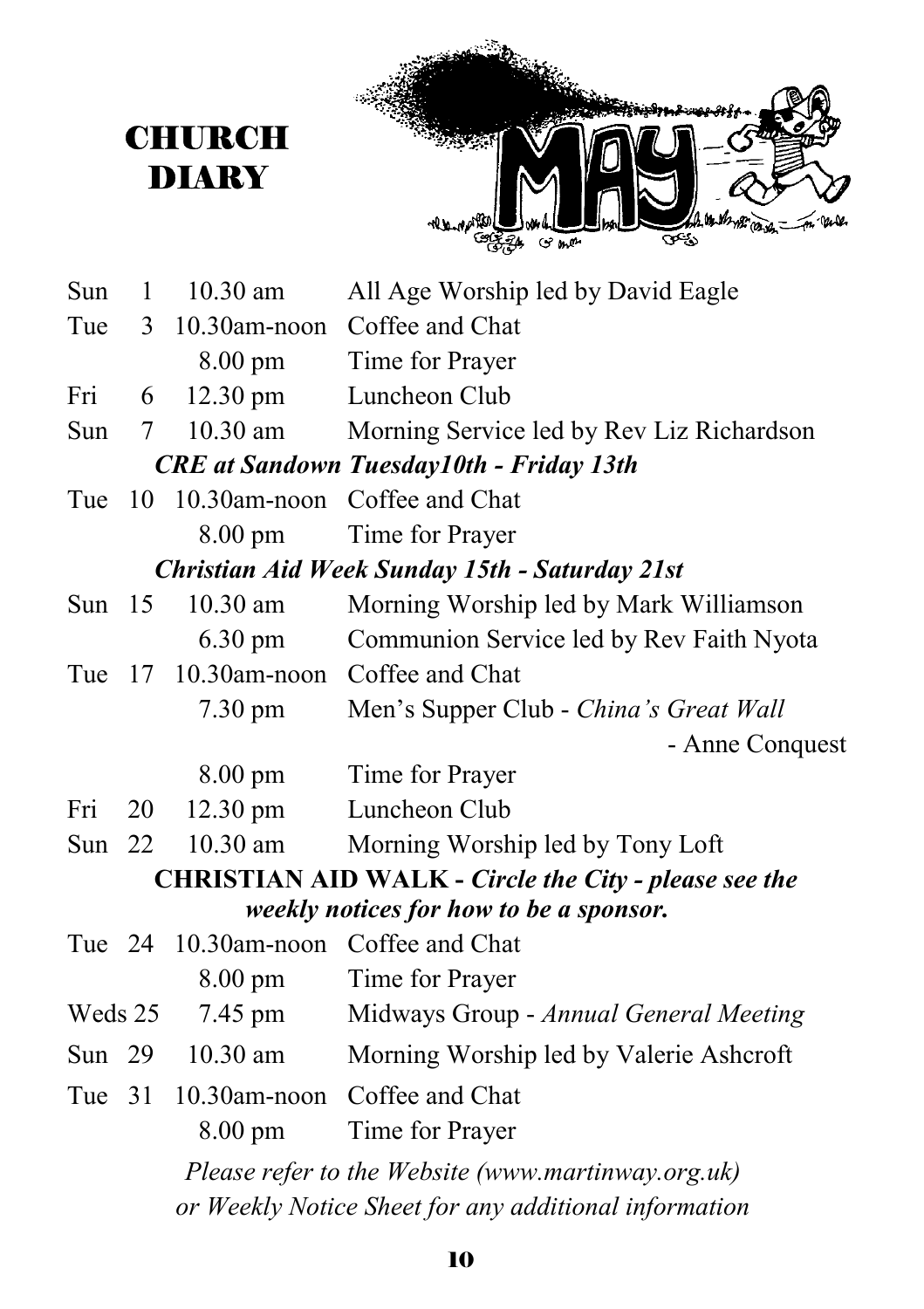# CHURCH DIARY

MAY

| | | | |
|---|---|---|---|
| Sun | 1 | 10.30 am | All Age Worship led by David Eagle |
| Tue | 3 | 10.30am-noon | Coffee and Chat |
| | | 8.00 pm | Time for Prayer |
| Fri | 6 | 12.30 pm | Luncheon Club |
| Sun | 7 | 10.30 am | Morning Service led by Rev Liz Richardson |

***CRE at Sandown Tuesday10th - Friday 13th***

| | | | |
|---|---|---|---|
| Tue | 10 | 10.30am-noon | Coffee and Chat |
| | | 8.00 pm | Time for Prayer |

***Christian Aid Week Sunday 15th - Saturday 21st***

| | | | |
|---|---|---|---|
| Sun | 15 | 10.30 am | Morning Worship led by Mark Williamson |
| | | 6.30 pm | Communion Service led by Rev Faith Nyota |
| Tue | 17 | 10.30am-noon | Coffee and Chat |
| | | 7.30 pm | Men's Supper Club - *China's Great Wall* - Anne Conquest |
| | | 8.00 pm | Time for Prayer |
| Fri | 20 | 12.30 pm | Luncheon Club |
| Sun | 22 | 10.30 am | Morning Worship led by Tony Loft |

**CHRISTIAN AID WALK -** ***Circle the City - please see the weekly notices for how to be a sponsor.***

| | | | |
|---|---|---|---|
| Tue | 24 | 10.30am-noon | Coffee and Chat |
| | | 8.00 pm | Time for Prayer |
| Weds | 25 | 7.45 pm | Midways Group - *Annual General Meeting* |
| Sun | 29 | 10.30 am | Morning Worship led by Valerie Ashcroft |
| Tue | 31 | 10.30am-noon | Coffee and Chat |
| | | 8.00 pm | Time for Prayer |

*Please refer to the Website (www.martinway.org.uk) or Weekly Notice Sheet for any additional information*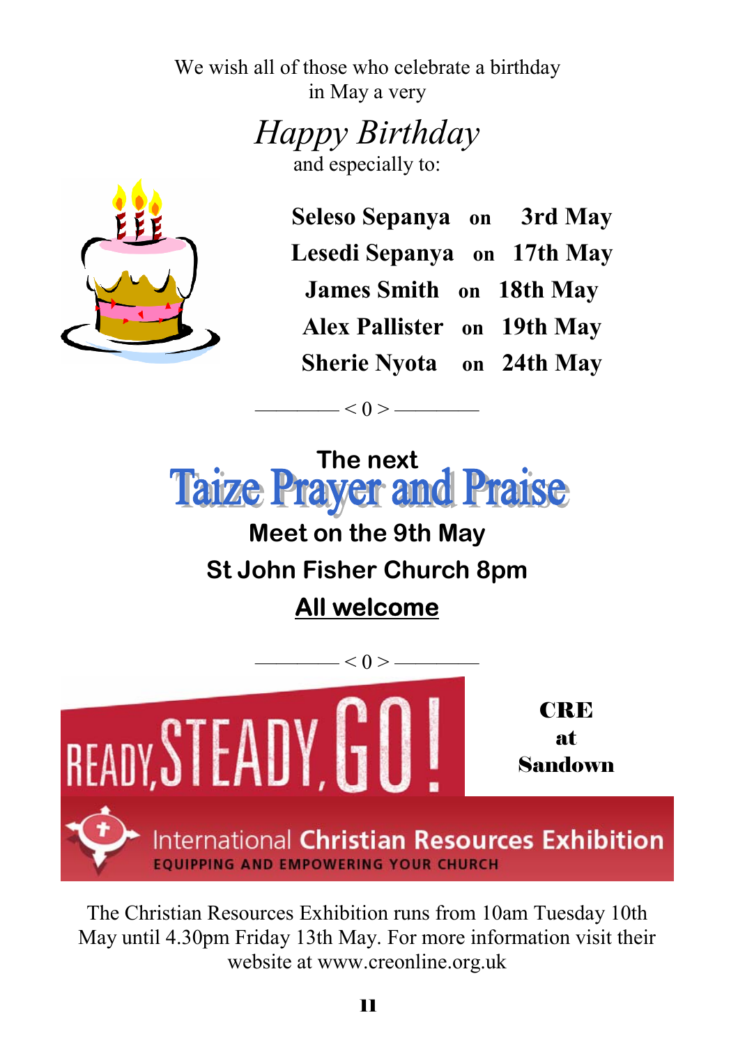We wish all of those who celebrate a birthday in May a very

*Happy Birthday*

and especially to:

**Seleso Sepanya on 3rd May**
**Lesedi Sepanya on 17th May**
**James Smith on 18th May**
**Alex Pallister on 19th May**
**Sherie Nyota on 24th May**

———— < 0 > ————

**The next**

# Taize Prayer and Praise

**Meet on the 9th May**

**St John Fisher Church 8pm**

**<u>All welcome</u>**

———— < 0 > ————

READY, STEADY, GO!

**CRE at Sandown**

International **Christian Resources Exhibition**

EQUIPPING AND EMPOWERING YOUR CHURCH

The Christian Resources Exhibition runs from 10am Tuesday 10th May until 4.30pm Friday 13th May. For more information visit their website at www.creonline.org.uk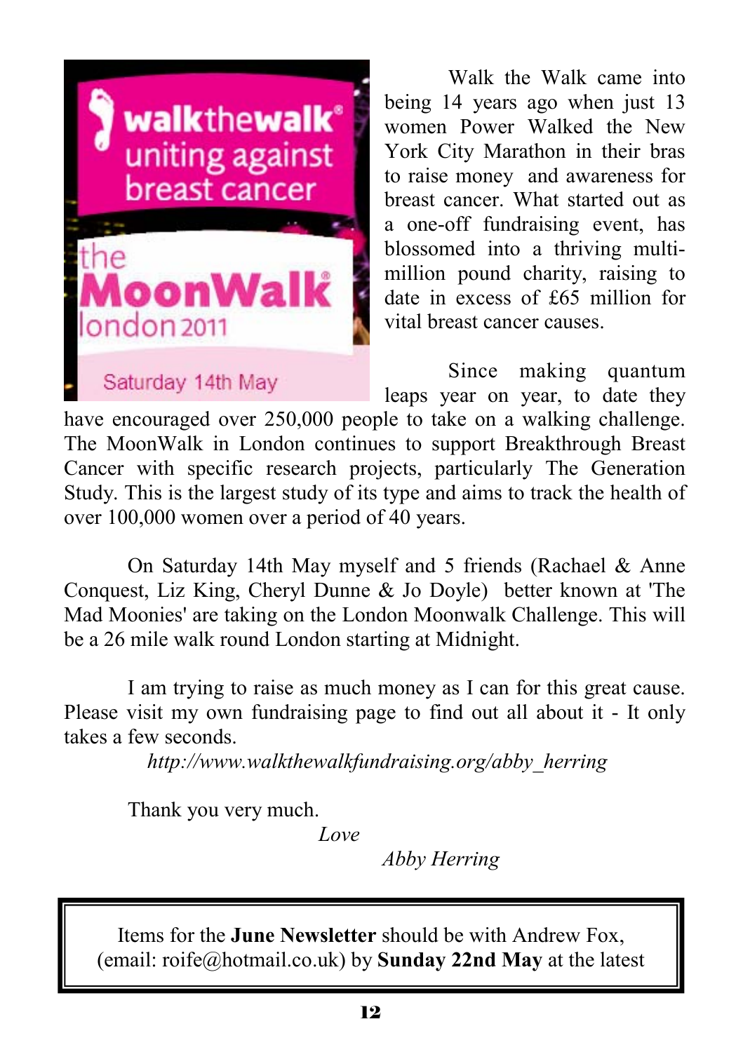walkthewalk® uniting against breast cancer

the MoonWalk® london 2011

Saturday 14th May

Walk the Walk came into being 14 years ago when just 13 women Power Walked the New York City Marathon in their bras to raise money and awareness for breast cancer. What started out as a one-off fundraising event, has blossomed into a thriving multi-million pound charity, raising to date in excess of £65 million for vital breast cancer causes.

Since making quantum leaps year on year, to date they have encouraged over 250,000 people to take on a walking challenge. The MoonWalk in London continues to support Breakthrough Breast Cancer with specific research projects, particularly The Generation Study. This is the largest study of its type and aims to track the health of over 100,000 women over a period of 40 years.

On Saturday 14th May myself and 5 friends (Rachael & Anne Conquest, Liz King, Cheryl Dunne & Jo Doyle) better known at 'The Mad Moonies' are taking on the London Moonwalk Challenge. This will be a 26 mile walk round London starting at Midnight.

I am trying to raise as much money as I can for this great cause. Please visit my own fundraising page to find out all about it - It only takes a few seconds.

*http://www.walkthewalkfundraising.org/abby_herring*

Thank you very much.

*Love*

*Abby Herring*

---

Items for the **June Newsletter** should be with Andrew Fox, (email: roife@hotmail.co.uk) by **Sunday 22nd May** at the latest